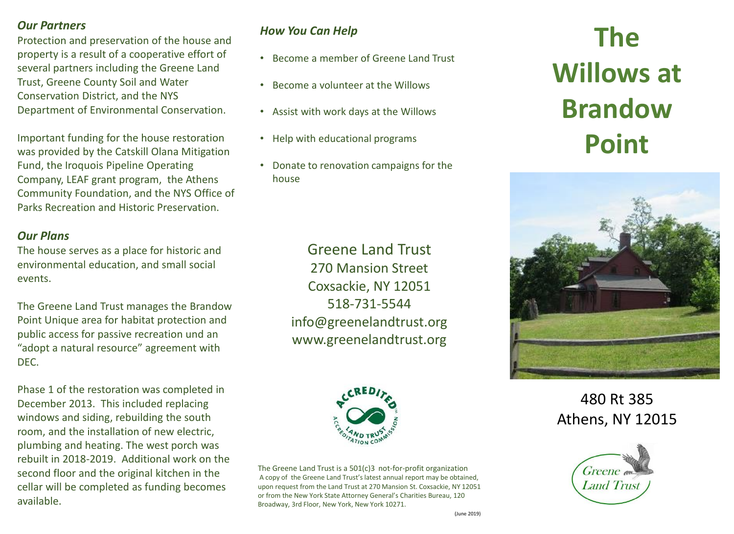### *Our Partners*

Protection and preservation of the house and property is a result of a cooperative effort of several partners including the Greene Land Trust, Greene County Soil and Water Conservation District, and the NYS Department of Environmental Conservation.

Important funding for the house restoration was provided by the Catskill Olana Mitigation Fund, the Iroquois Pipeline Operating Company, LEAF grant program, the Athens Community Foundation, and the NYS Office of Parks Recreation and Historic Preservation.

### *Our Plans*

The house serves as a place for historic and environmental education, and small social events.

The Greene Land Trust manages the Brandow Point Unique area for habitat protection and public access for passive recreation und an "adopt a natural resource" agreement with DEC.

Phase 1 of the restoration was completed in December 2013. This included replacing windows and siding, rebuilding the south room, and the installation of new electric, plumbing and heating. The west porch was rebuilt in 2018-2019. Additional work on the second floor and the original kitchen in the cellar will be completed as funding becomes available.

### *How You Can Help*

- Become a member of Greene Land Trust
- Become a volunteer at the Willows
- Assist with work days at the Willows
- Help with educational programs
- Donate to renovation campaigns for the house

Greene Land Trust
270 Mansion Street
Coxsackie, NY 12051
518-731-5544
info@greenelandtrust.org
www.greenelandtrust.org

ACCREDITED
LAND TRUST ACCREDITATION COMMISSION

The Greene Land Trust is a 501(c)3 not-for-profit organization
A copy of the Greene Land Trust's latest annual report may be obtained, upon request from the Land Trust at 270 Mansion St. Coxsackie, NY 12051 or from the New York State Attorney General's Charities Bureau, 120 Broadway, 3rd Floor, New York, New York 10271.

(June 2019)

# The Willows at Brandow Point

480 Rt 385
Athens, NY 12015

Greene Land Trust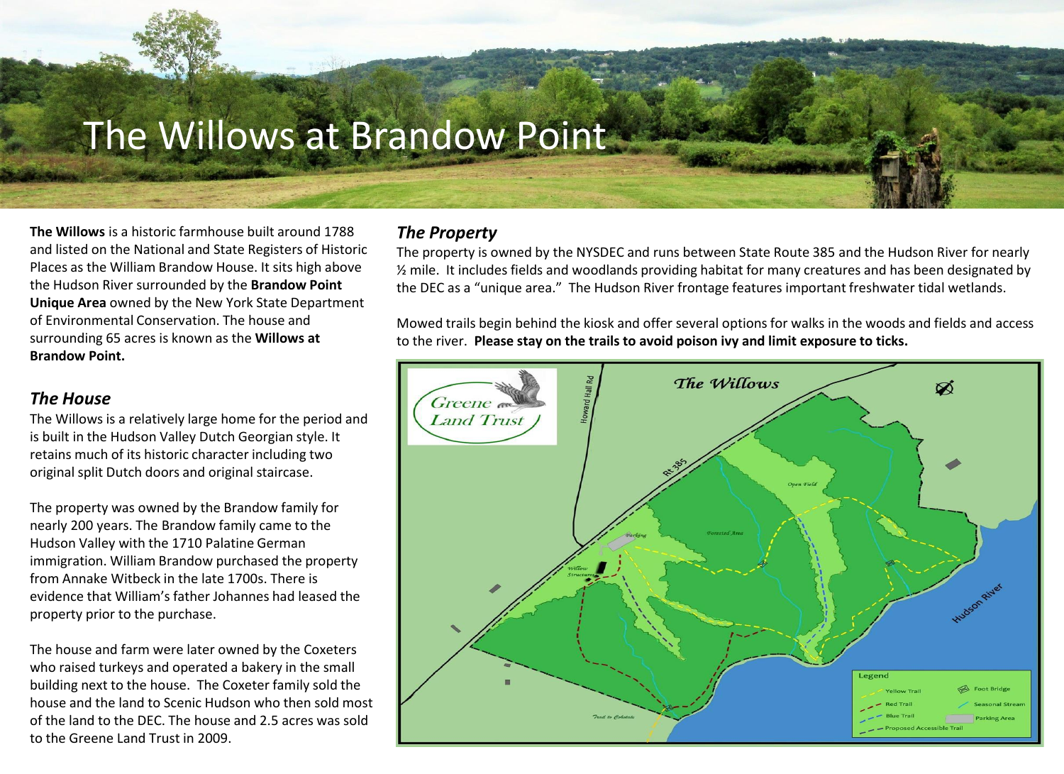# The Willows at Brandow Point

**The Willows** is a historic farmhouse built around 1788 and listed on the National and State Registers of Historic Places as the William Brandow House. It sits high above the Hudson River surrounded by the **Brandow Point Unique Area** owned by the New York State Department of Environmental Conservation. The house and surrounding 65 acres is known as the **Willows at Brandow Point.**

## *The House*

The Willows is a relatively large home for the period and is built in the Hudson Valley Dutch Georgian style. It retains much of its historic character including two original split Dutch doors and original staircase.

The property was owned by the Brandow family for nearly 200 years. The Brandow family came to the Hudson Valley with the 1710 Palatine German immigration. William Brandow purchased the property from Annake Witbeck in the late 1700s. There is evidence that William's father Johannes had leased the property prior to the purchase.

The house and farm were later owned by the Coxeters who raised turkeys and operated a bakery in the small building next to the house. The Coxeter family sold the house and the land to Scenic Hudson who then sold most of the land to the DEC. The house and 2.5 acres was sold to the Greene Land Trust in 2009.

## *The Property*

The property is owned by the NYSDEC and runs between State Route 385 and the Hudson River for nearly ½ mile. It includes fields and woodlands providing habitat for many creatures and has been designated by the DEC as a "unique area." The Hudson River frontage features important freshwater tidal wetlands.

Mowed trails begin behind the kiosk and offer several options for walks in the woods and fields and access to the river. **Please stay on the trails to avoid poison ivy and limit exposure to ticks.**

Greene Land Trust

The Willows

Howard Hall Rd

Rt 385

Open Field

Forested Area

Parking

Willows Structures

Hudson River

Trail to Cohotate

Legend

Yellow Trail

Red Trail

Blue Trail

Proposed Accessible Trail

Foot Bridge

Seasonal Stream

Parking Area